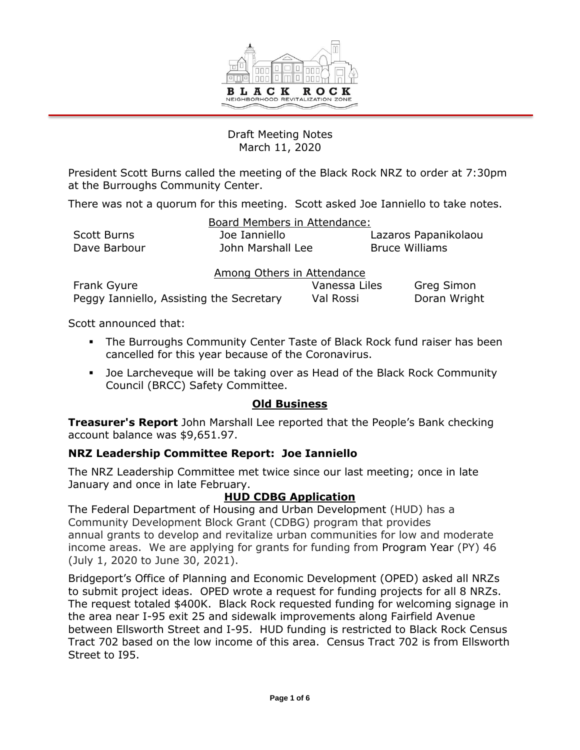BLACK ROCK
NEIGHBORHOOD REVITALIZATION ZONE

Draft Meeting Notes
March 11, 2020

President Scott Burns called the meeting of the Black Rock NRZ to order at 7:30pm at the Burroughs Community Center.

There was not a quorum for this meeting. Scott asked Joe Ianniello to take notes.

Board Members in Attendance:

| | | |
|---|---|---|
| Scott Burns | Joe Ianniello | Lazaros Papanikolaou |
| Dave Barbour | John Marshall Lee | Bruce Williams |

Among Others in Attendance

| | | |
|---|---|---|
| Frank Gyure | Vanessa Liles | Greg Simon |
| Peggy Ianniello, Assisting the Secretary | Val Rossi | Doran Wright |

Scott announced that:

- The Burroughs Community Center Taste of Black Rock fund raiser has been cancelled for this year because of the Coronavirus.
- Joe Larcheveque will be taking over as Head of the Black Rock Community Council (BRCC) Safety Committee.

## Old Business

**Treasurer's Report** John Marshall Lee reported that the People's Bank checking account balance was $9,651.97.

### NRZ Leadership Committee Report: Joe Ianniello

The NRZ Leadership Committee met twice since our last meeting; once in late January and once in late February.

#### HUD CDBG Application

The Federal Department of Housing and Urban Development (HUD) has a Community Development Block Grant (CDBG) program that provides annual grants to develop and revitalize urban communities for low and moderate income areas. We are applying for grants for funding from Program Year (PY) 46 (July 1, 2020 to June 30, 2021).

Bridgeport's Office of Planning and Economic Development (OPED) asked all NRZs to submit project ideas. OPED wrote a request for funding projects for all 8 NRZs. The request totaled $400K. Black Rock requested funding for welcoming signage in the area near I-95 exit 25 and sidewalk improvements along Fairfield Avenue between Ellsworth Street and I-95. HUD funding is restricted to Black Rock Census Tract 702 based on the low income of this area. Census Tract 702 is from Ellsworth Street to I95.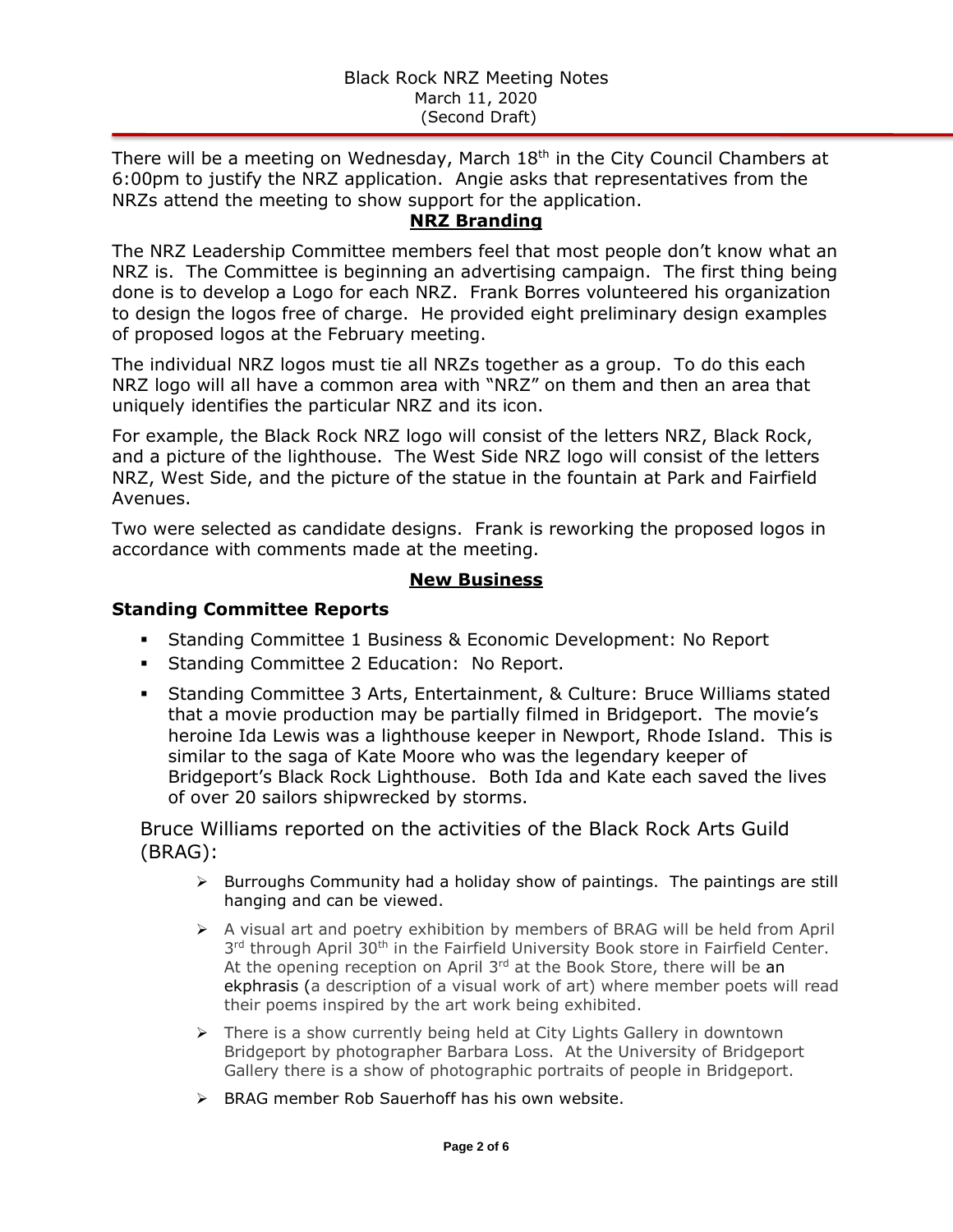There will be a meeting on Wednesday, March 18th in the City Council Chambers at 6:00pm to justify the NRZ application. Angie asks that representatives from the NRZs attend the meeting to show support for the application.

## NRZ Branding

The NRZ Leadership Committee members feel that most people don't know what an NRZ is. The Committee is beginning an advertising campaign. The first thing being done is to develop a Logo for each NRZ. Frank Borres volunteered his organization to design the logos free of charge. He provided eight preliminary design examples of proposed logos at the February meeting.

The individual NRZ logos must tie all NRZs together as a group. To do this each NRZ logo will all have a common area with "NRZ" on them and then an area that uniquely identifies the particular NRZ and its icon.

For example, the Black Rock NRZ logo will consist of the letters NRZ, Black Rock, and a picture of the lighthouse. The West Side NRZ logo will consist of the letters NRZ, West Side, and the picture of the statue in the fountain at Park and Fairfield Avenues.

Two were selected as candidate designs. Frank is reworking the proposed logos in accordance with comments made at the meeting.

## New Business

### Standing Committee Reports

- Standing Committee 1 Business & Economic Development: No Report
- Standing Committee 2 Education: No Report.
- Standing Committee 3 Arts, Entertainment, & Culture: Bruce Williams stated that a movie production may be partially filmed in Bridgeport. The movie's heroine Ida Lewis was a lighthouse keeper in Newport, Rhode Island. This is similar to the saga of Kate Moore who was the legendary keeper of Bridgeport's Black Rock Lighthouse. Both Ida and Kate each saved the lives of over 20 sailors shipwrecked by storms.

Bruce Williams reported on the activities of the Black Rock Arts Guild (BRAG):

- Burroughs Community had a holiday show of paintings. The paintings are still hanging and can be viewed.
- A visual art and poetry exhibition by members of BRAG will be held from April 3rd through April 30th in the Fairfield University Book store in Fairfield Center. At the opening reception on April 3rd at the Book Store, there will be an ekphrasis (a description of a visual work of art) where member poets will read their poems inspired by the art work being exhibited.
- There is a show currently being held at City Lights Gallery in downtown Bridgeport by photographer Barbara Loss. At the University of Bridgeport Gallery there is a show of photographic portraits of people in Bridgeport.
- BRAG member Rob Sauerhoff has his own website.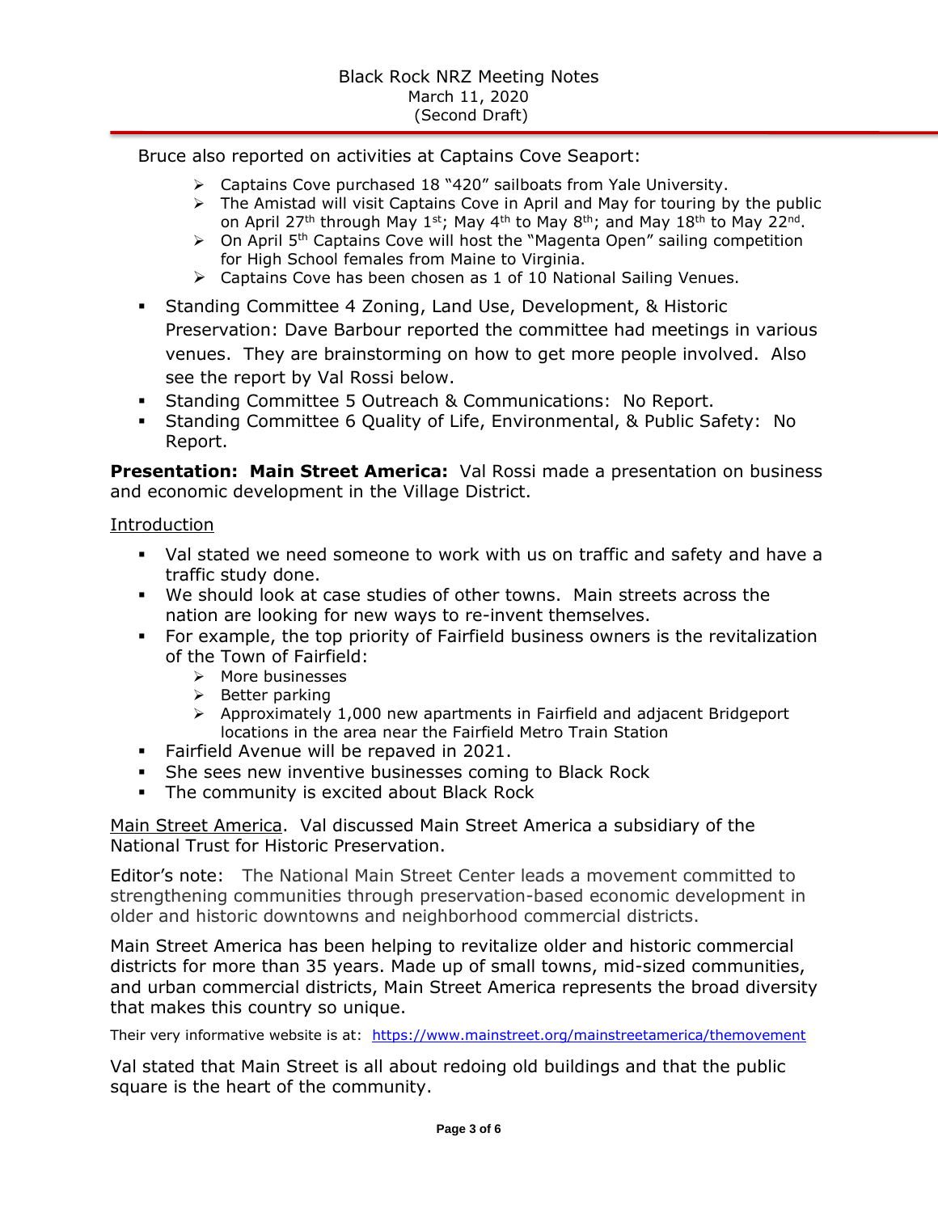Bruce also reported on activities at Captains Cove Seaport:

- Captains Cove purchased 18 "420" sailboats from Yale University.
- The Amistad will visit Captains Cove in April and May for touring by the public on April 27th through May 1st; May 4th to May 8th; and May 18th to May 22nd.
- On April 5th Captains Cove will host the "Magenta Open" sailing competition for High School females from Maine to Virginia.
- Captains Cove has been chosen as 1 of 10 National Sailing Venues.

- Standing Committee 4 Zoning, Land Use, Development, & Historic Preservation: Dave Barbour reported the committee had meetings in various venues. They are brainstorming on how to get more people involved. Also see the report by Val Rossi below.
- Standing Committee 5 Outreach & Communications: No Report.
- Standing Committee 6 Quality of Life, Environmental, & Public Safety: No Report.

**Presentation: Main Street America:** Val Rossi made a presentation on business and economic development in the Village District.

Introduction

- Val stated we need someone to work with us on traffic and safety and have a traffic study done.
- We should look at case studies of other towns. Main streets across the nation are looking for new ways to re-invent themselves.
- For example, the top priority of Fairfield business owners is the revitalization of the Town of Fairfield:
  - More businesses
  - Better parking
  - Approximately 1,000 new apartments in Fairfield and adjacent Bridgeport locations in the area near the Fairfield Metro Train Station
- Fairfield Avenue will be repaved in 2021.
- She sees new inventive businesses coming to Black Rock
- The community is excited about Black Rock

Main Street America. Val discussed Main Street America a subsidiary of the National Trust for Historic Preservation.

Editor's note: The National Main Street Center leads a movement committed to strengthening communities through preservation-based economic development in older and historic downtowns and neighborhood commercial districts.

Main Street America has been helping to revitalize older and historic commercial districts for more than 35 years. Made up of small towns, mid-sized communities, and urban commercial districts, Main Street America represents the broad diversity that makes this country so unique.

Their very informative website is at: https://www.mainstreet.org/mainstreetamerica/themovement

Val stated that Main Street is all about redoing old buildings and that the public square is the heart of the community.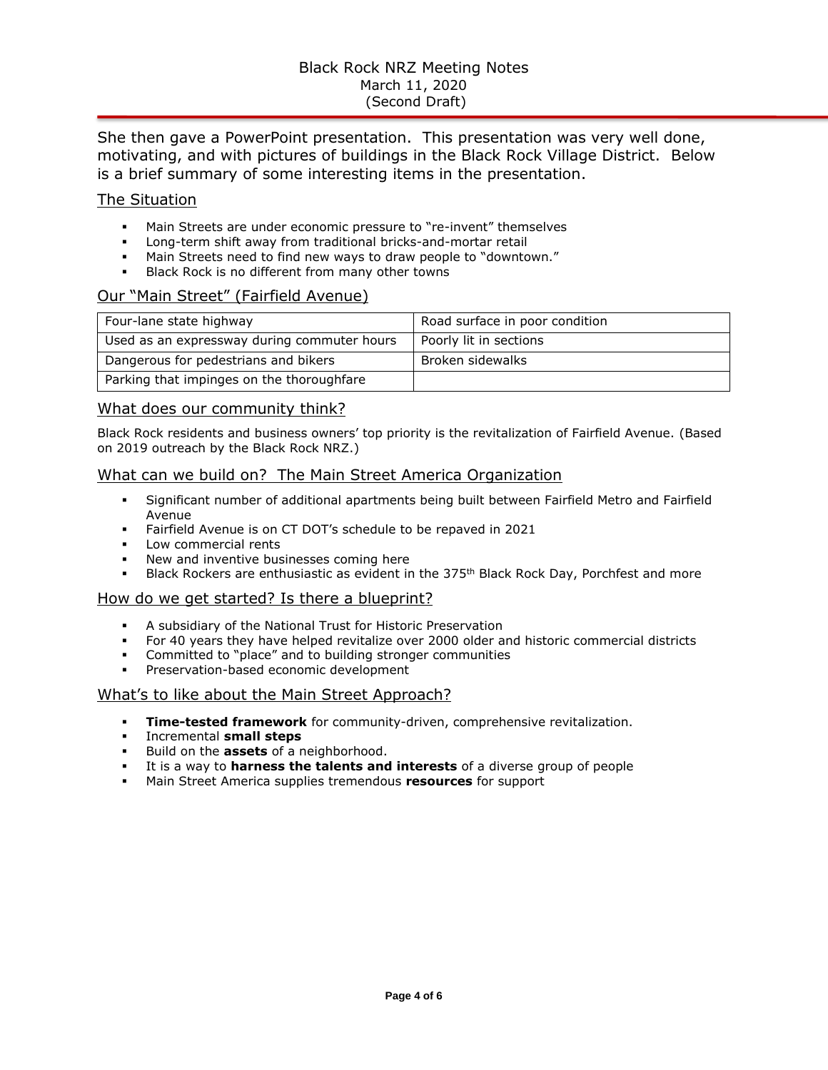She then gave a PowerPoint presentation. This presentation was very well done, motivating, and with pictures of buildings in the Black Rock Village District. Below is a brief summary of some interesting items in the presentation.

## The Situation

- Main Streets are under economic pressure to "re-invent" themselves
- Long-term shift away from traditional bricks-and-mortar retail
- Main Streets need to find new ways to draw people to "downtown."
- Black Rock is no different from many other towns

## Our "Main Street" (Fairfield Avenue)

| | |
|---|---|
| Four-lane state highway | Road surface in poor condition |
| Used as an expressway during commuter hours | Poorly lit in sections |
| Dangerous for pedestrians and bikers | Broken sidewalks |
| Parking that impinges on the thoroughfare | |

## What does our community think?

Black Rock residents and business owners' top priority is the revitalization of Fairfield Avenue. (Based on 2019 outreach by the Black Rock NRZ.)

## What can we build on? The Main Street America Organization

- Significant number of additional apartments being built between Fairfield Metro and Fairfield Avenue
- Fairfield Avenue is on CT DOT's schedule to be repaved in 2021
- Low commercial rents
- New and inventive businesses coming here
- Black Rockers are enthusiastic as evident in the 375th Black Rock Day, Porchfest and more

## How do we get started? Is there a blueprint?

- A subsidiary of the National Trust for Historic Preservation
- For 40 years they have helped revitalize over 2000 older and historic commercial districts
- Committed to "place" and to building stronger communities
- Preservation-based economic development

## What's to like about the Main Street Approach?

- **Time-tested framework** for community-driven, comprehensive revitalization.
- Incremental **small steps**
- Build on the **assets** of a neighborhood.
- It is a way to **harness the talents and interests** of a diverse group of people
- Main Street America supplies tremendous **resources** for support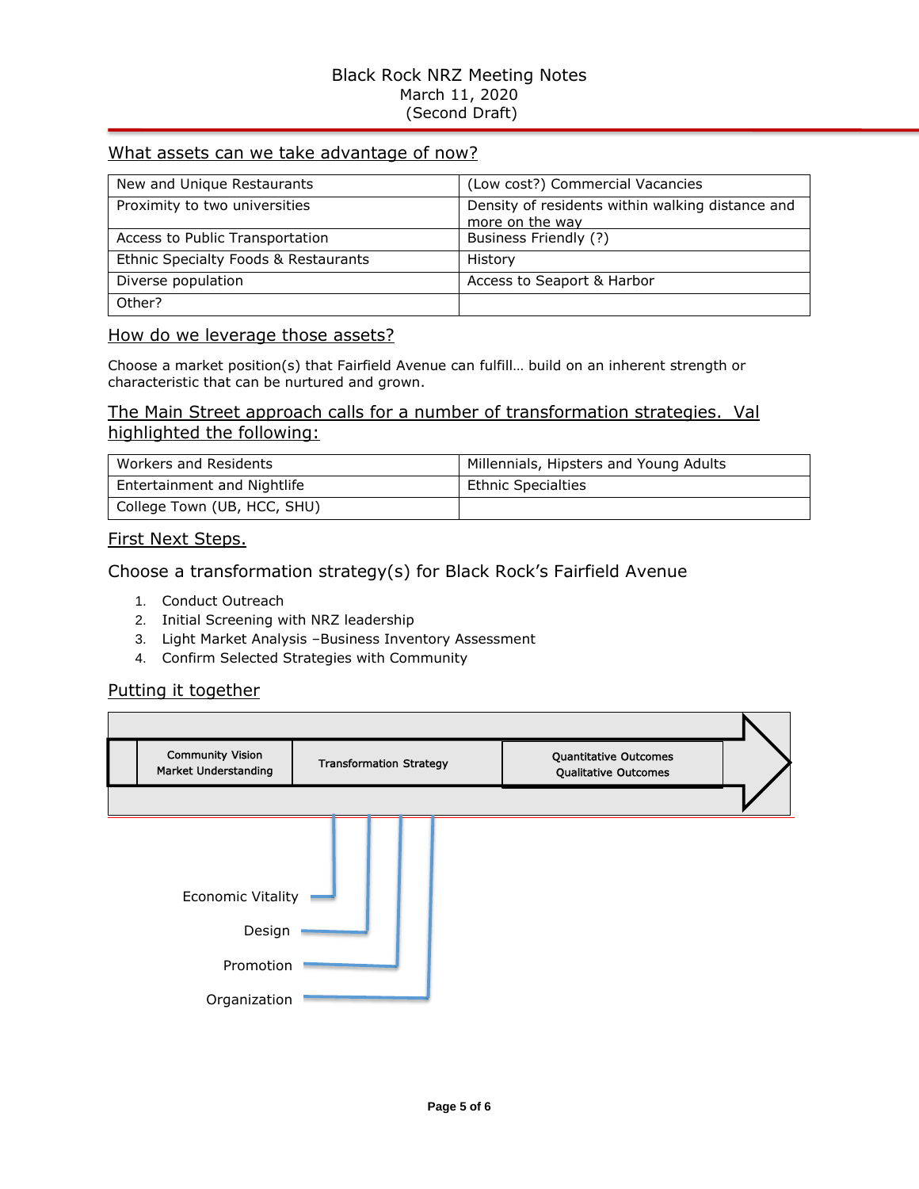# Black Rock NRZ Meeting Notes
March 11, 2020
(Second Draft)

## What assets can we take advantage of now?

| New and Unique Restaurants | (Low cost?) Commercial Vacancies |
|---|---|
| Proximity to two universities | Density of residents within walking distance and more on the way |
| Access to Public Transportation | Business Friendly (?) |
| Ethnic Specialty Foods & Restaurants | History |
| Diverse population | Access to Seaport & Harbor |
| Other? | |

## How do we leverage those assets?

Choose a market position(s) that Fairfield Avenue can fulfill… build on an inherent strength or characteristic that can be nurtured and grown.

## The Main Street approach calls for a number of transformation strategies. Val highlighted the following:

| Workers and Residents | Millennials, Hipsters and Young Adults |
|---|---|
| Entertainment and Nightlife | Ethnic Specialties |
| College Town (UB, HCC, SHU) | |

## First Next Steps.

### Choose a transformation strategy(s) for Black Rock's Fairfield Avenue

1. Conduct Outreach
2. Initial Screening with NRZ leadership
3. Light Market Analysis –Business Inventory Assessment
4. Confirm Selected Strategies with Community

## Putting it together

Community Vision
Market Understanding

Transformation Strategy

Quantitative Outcomes
Qualitative Outcomes

Economic Vitality

Design

Promotion

Organization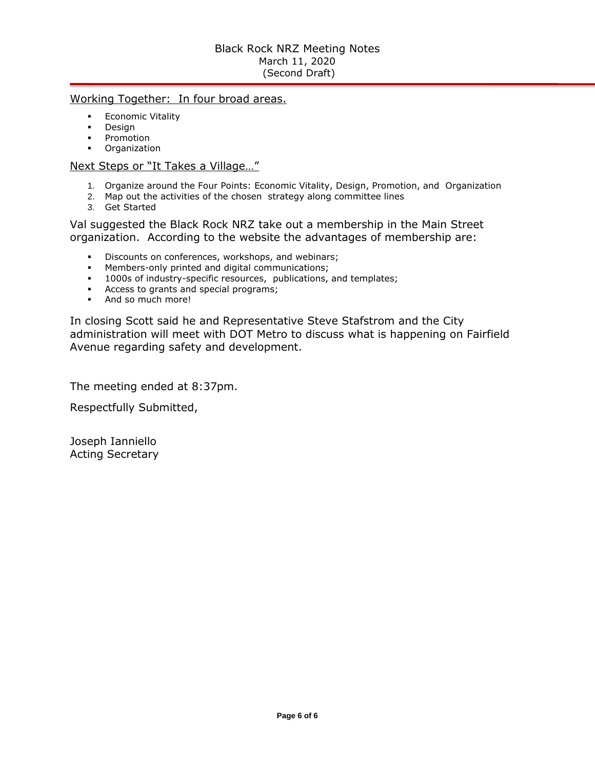Black Rock NRZ Meeting Notes
March 11, 2020
(Second Draft)

Working Together: In four broad areas.

- Economic Vitality
- Design
- Promotion
- Organization

Next Steps or "It Takes a Village…"

1. Organize around the Four Points: Economic Vitality, Design, Promotion, and Organization
2. Map out the activities of the chosen strategy along committee lines
3. Get Started

Val suggested the Black Rock NRZ take out a membership in the Main Street organization. According to the website the advantages of membership are:

- Discounts on conferences, workshops, and webinars;
- Members-only printed and digital communications;
- 1000s of industry-specific resources, publications, and templates;
- Access to grants and special programs;
- And so much more!

In closing Scott said he and Representative Steve Stafstrom and the City administration will meet with DOT Metro to discuss what is happening on Fairfield Avenue regarding safety and development.

The meeting ended at 8:37pm.

Respectfully Submitted,

Joseph Ianniello
Acting Secretary